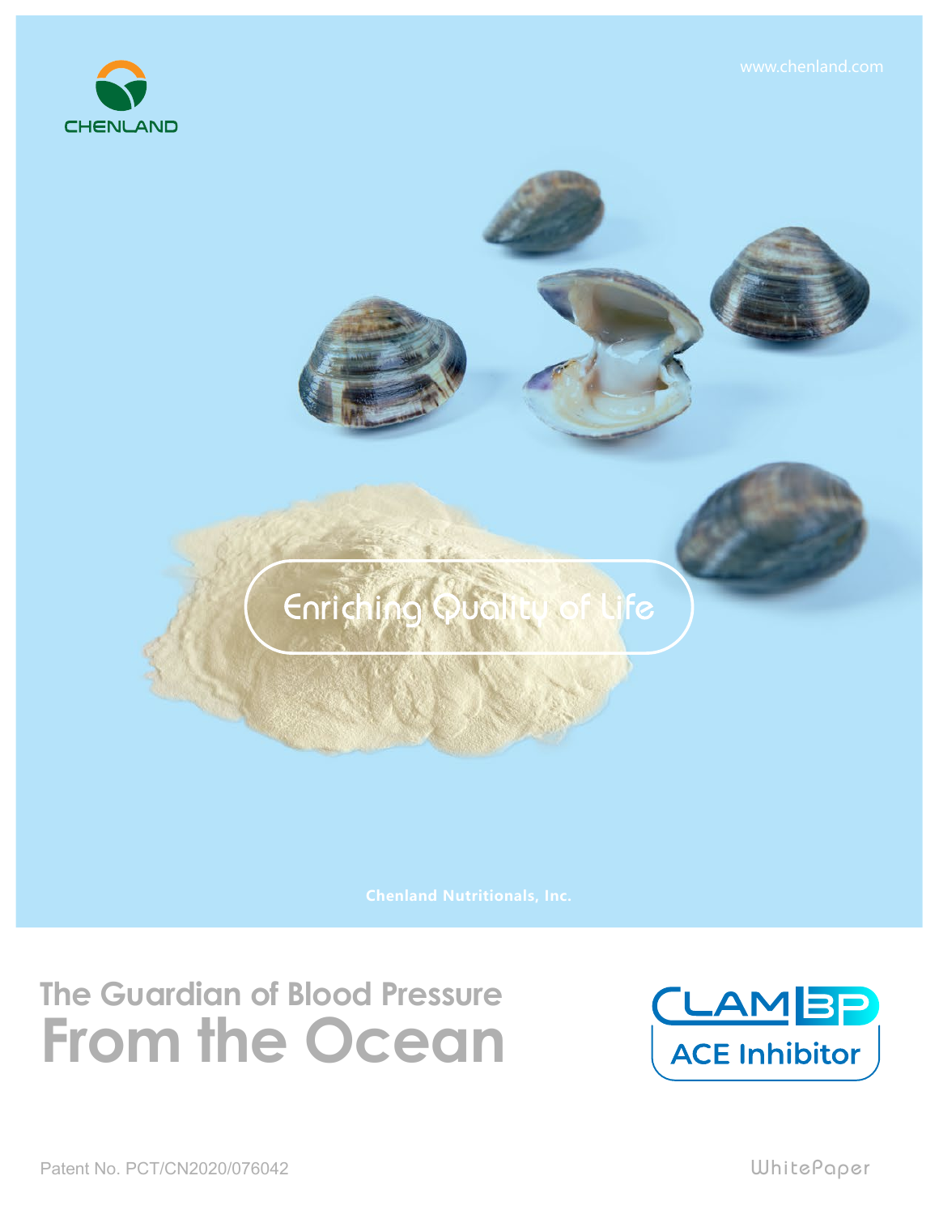CHENLAND

www.chenland.com

Enriching Quality of Life

Chenland Nutritionals, Inc.

## The Guardian of Blood Pressure

# From the Ocean

CLAM BP

ACE Inhibitor

Patent No. PCT/CN2020/076042

WhitePaper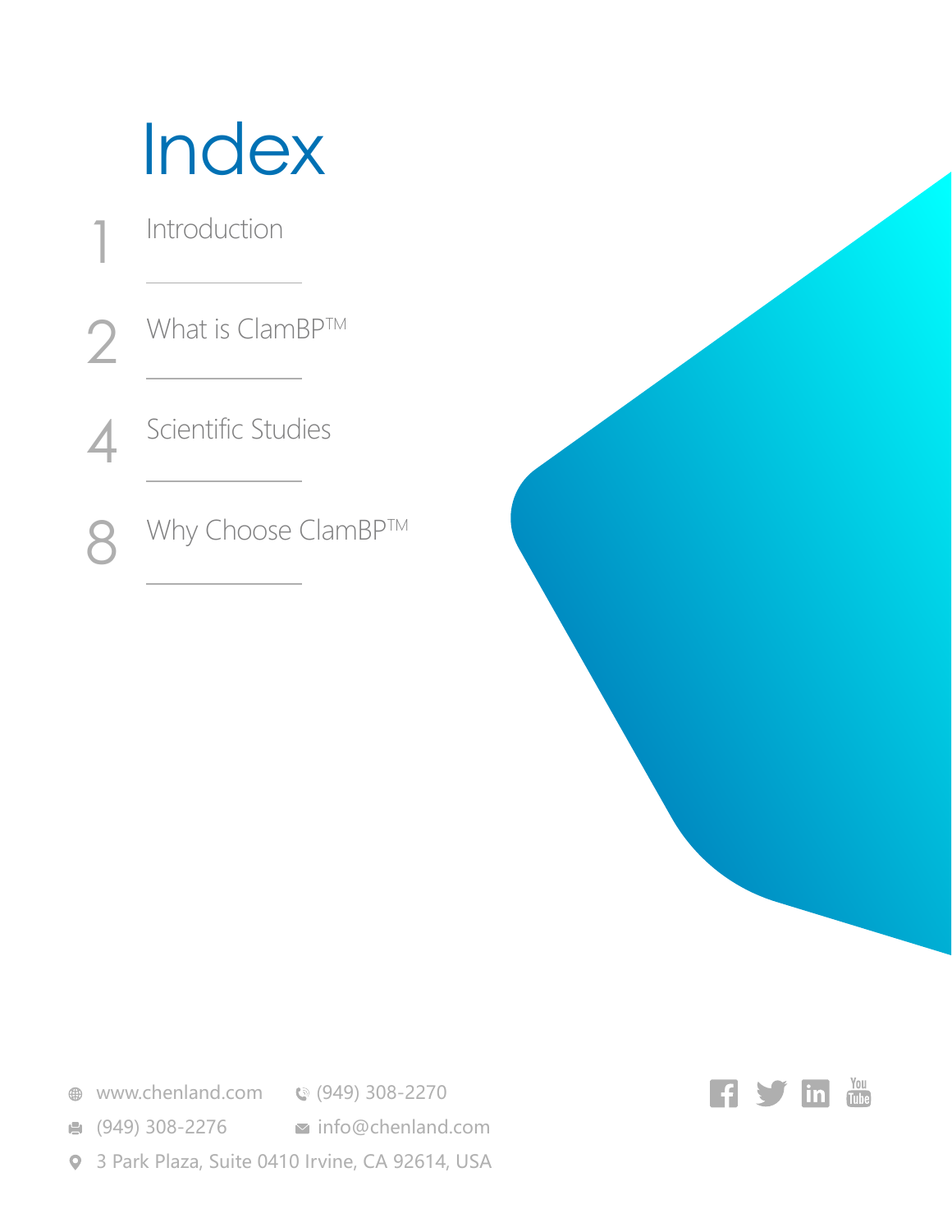# Index

1 Introduction

2 What is ClamBP™

4 Scientific Studies

8 Why Choose ClamBP™

www.chenland.com
(949) 308-2270
(949) 308-2276
info@chenland.com
3 Park Plaza, Suite 0410 Irvine, CA 92614, USA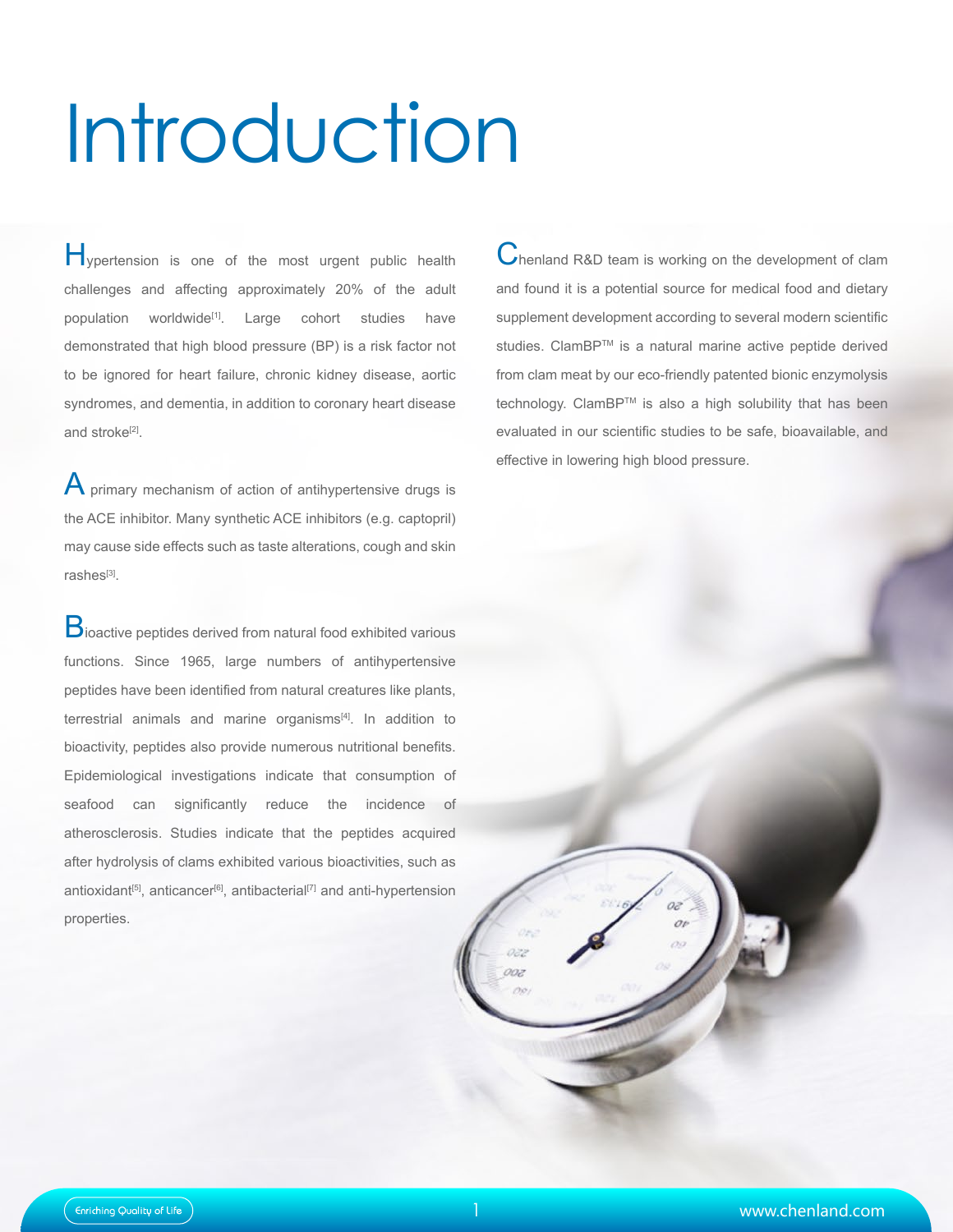# Introduction

Hypertension is one of the most urgent public health challenges and affecting approximately 20% of the adult population worldwide[1]. Large cohort studies have demonstrated that high blood pressure (BP) is a risk factor not to be ignored for heart failure, chronic kidney disease, aortic syndromes, and dementia, in addition to coronary heart disease and stroke[2].

A primary mechanism of action of antihypertensive drugs is the ACE inhibitor. Many synthetic ACE inhibitors (e.g. captopril) may cause side effects such as taste alterations, cough and skin rashes[3].

Bioactive peptides derived from natural food exhibited various functions. Since 1965, large numbers of antihypertensive peptides have been identified from natural creatures like plants, terrestrial animals and marine organisms[4]. In addition to bioactivity, peptides also provide numerous nutritional benefits. Epidemiological investigations indicate that consumption of seafood can significantly reduce the incidence of atherosclerosis. Studies indicate that the peptides acquired after hydrolysis of clams exhibited various bioactivities, such as antioxidant[5], anticancer[6], antibacterial[7] and anti-hypertension properties.

Chenland R&D team is working on the development of clam and found it is a potential source for medical food and dietary supplement development according to several modern scientific studies. ClamBP™ is a natural marine active peptide derived from clam meat by our eco-friendly patented bionic enzymolysis technology. ClamBP™ is also a high solubility that has been evaluated in our scientific studies to be safe, bioavailable, and effective in lowering high blood pressure.